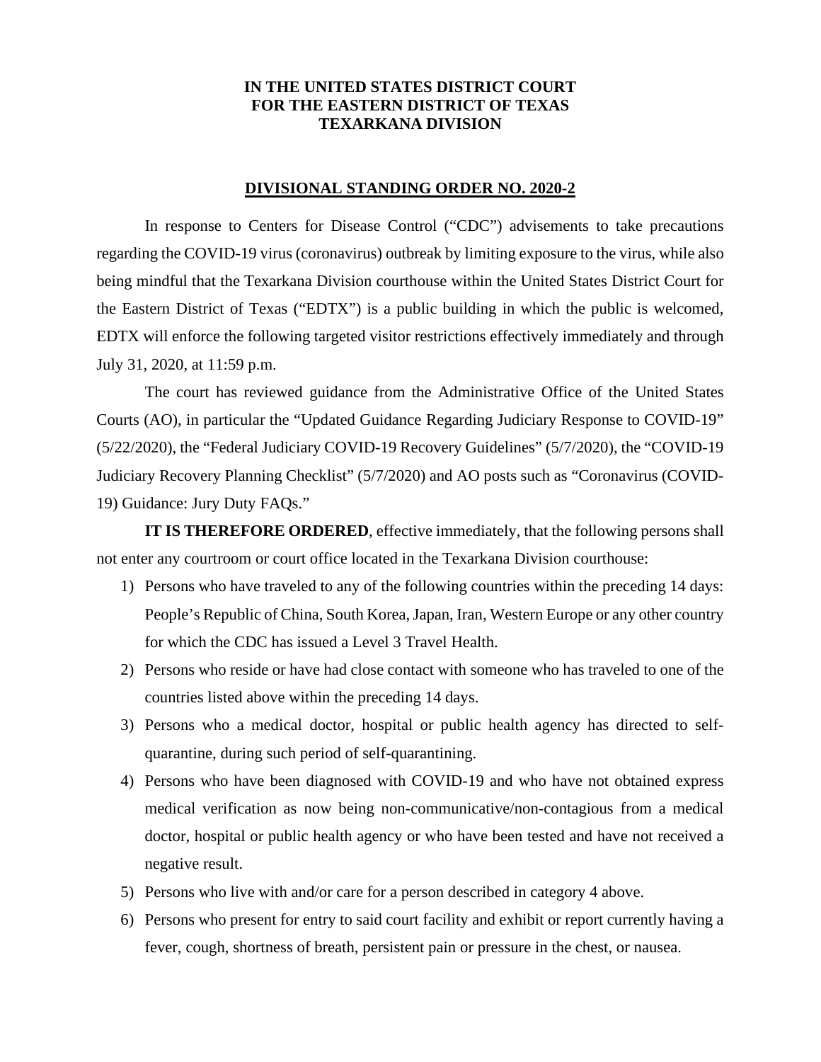**IN THE UNITED STATES DISTRICT COURT**
**FOR THE EASTERN DISTRICT OF TEXAS**
**TEXARKANA DIVISION**

**DIVISIONAL STANDING ORDER NO. 2020-2**

In response to Centers for Disease Control ("CDC") advisements to take precautions regarding the COVID-19 virus (coronavirus) outbreak by limiting exposure to the virus, while also being mindful that the Texarkana Division courthouse within the United States District Court for the Eastern District of Texas ("EDTX") is a public building in which the public is welcomed, EDTX will enforce the following targeted visitor restrictions effectively immediately and through July 31, 2020, at 11:59 p.m.

The court has reviewed guidance from the Administrative Office of the United States Courts (AO), in particular the "Updated Guidance Regarding Judiciary Response to COVID-19" (5/22/2020), the "Federal Judiciary COVID-19 Recovery Guidelines" (5/7/2020), the "COVID-19 Judiciary Recovery Planning Checklist" (5/7/2020) and AO posts such as "Coronavirus (COVID-19) Guidance: Jury Duty FAQs."

**IT IS THEREFORE ORDERED**, effective immediately, that the following persons shall not enter any courtroom or court office located in the Texarkana Division courthouse:

1) Persons who have traveled to any of the following countries within the preceding 14 days: People's Republic of China, South Korea, Japan, Iran, Western Europe or any other country for which the CDC has issued a Level 3 Travel Health.
2) Persons who reside or have had close contact with someone who has traveled to one of the countries listed above within the preceding 14 days.
3) Persons who a medical doctor, hospital or public health agency has directed to self-quarantine, during such period of self-quarantining.
4) Persons who have been diagnosed with COVID-19 and who have not obtained express medical verification as now being non-communicative/non-contagious from a medical doctor, hospital or public health agency or who have been tested and have not received a negative result.
5) Persons who live with and/or care for a person described in category 4 above.
6) Persons who present for entry to said court facility and exhibit or report currently having a fever, cough, shortness of breath, persistent pain or pressure in the chest, or nausea.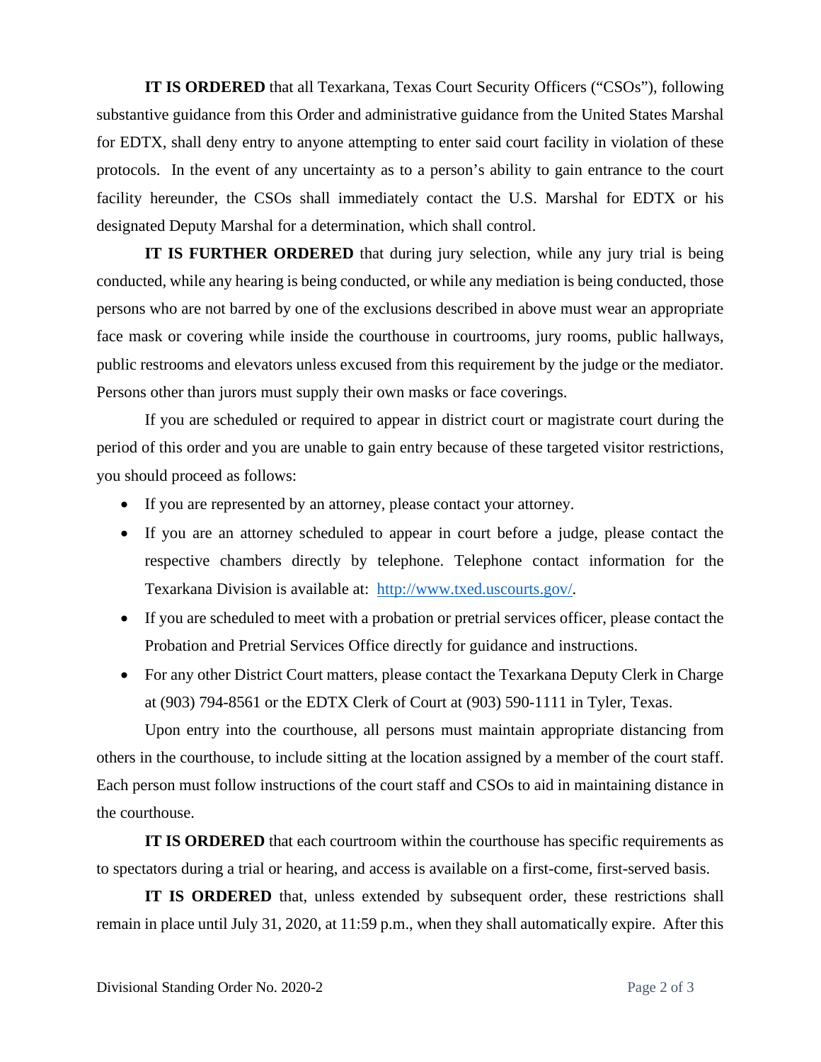**IT IS ORDERED** that all Texarkana, Texas Court Security Officers ("CSOs"), following substantive guidance from this Order and administrative guidance from the United States Marshal for EDTX, shall deny entry to anyone attempting to enter said court facility in violation of these protocols. In the event of any uncertainty as to a person's ability to gain entrance to the court facility hereunder, the CSOs shall immediately contact the U.S. Marshal for EDTX or his designated Deputy Marshal for a determination, which shall control.

**IT IS FURTHER ORDERED** that during jury selection, while any jury trial is being conducted, while any hearing is being conducted, or while any mediation is being conducted, those persons who are not barred by one of the exclusions described in above must wear an appropriate face mask or covering while inside the courthouse in courtrooms, jury rooms, public hallways, public restrooms and elevators unless excused from this requirement by the judge or the mediator. Persons other than jurors must supply their own masks or face coverings.

If you are scheduled or required to appear in district court or magistrate court during the period of this order and you are unable to gain entry because of these targeted visitor restrictions, you should proceed as follows:

- If you are represented by an attorney, please contact your attorney.
- If you are an attorney scheduled to appear in court before a judge, please contact the respective chambers directly by telephone. Telephone contact information for the Texarkana Division is available at: [http://www.txed.uscourts.gov/](http://www.txed.uscourts.gov/).
- If you are scheduled to meet with a probation or pretrial services officer, please contact the Probation and Pretrial Services Office directly for guidance and instructions.
- For any other District Court matters, please contact the Texarkana Deputy Clerk in Charge at (903) 794-8561 or the EDTX Clerk of Court at (903) 590-1111 in Tyler, Texas.

Upon entry into the courthouse, all persons must maintain appropriate distancing from others in the courthouse, to include sitting at the location assigned by a member of the court staff. Each person must follow instructions of the court staff and CSOs to aid in maintaining distance in the courthouse.

**IT IS ORDERED** that each courtroom within the courthouse has specific requirements as to spectators during a trial or hearing, and access is available on a first-come, first-served basis.

**IT IS ORDERED** that, unless extended by subsequent order, these restrictions shall remain in place until July 31, 2020, at 11:59 p.m., when they shall automatically expire. After this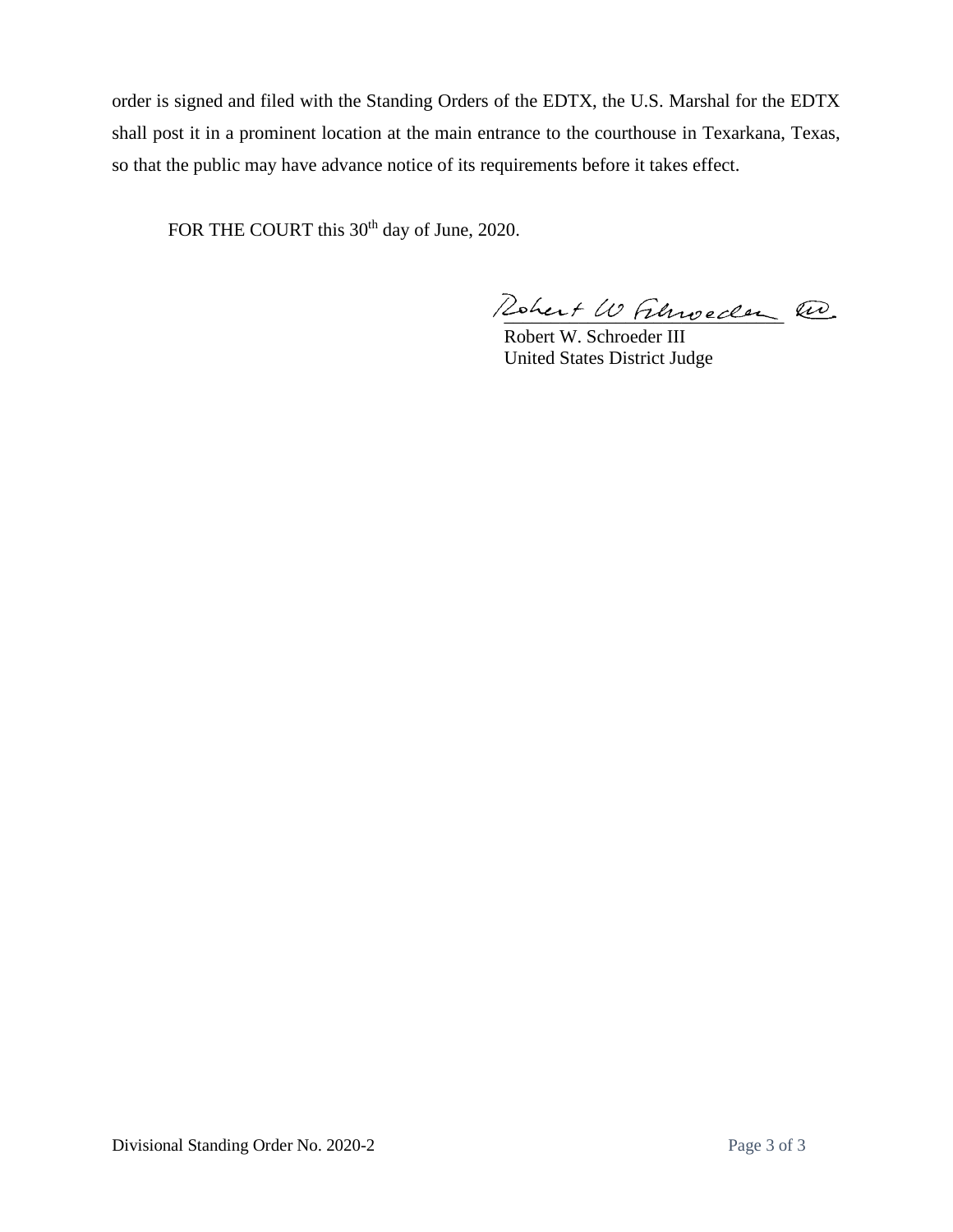order is signed and filed with the Standing Orders of the EDTX, the U.S. Marshal for the EDTX shall post it in a prominent location at the main entrance to the courthouse in Texarkana, Texas, so that the public may have advance notice of its requirements before it takes effect.

FOR THE COURT this 30th day of June, 2020.

Robert W. Schroeder III
United States District Judge